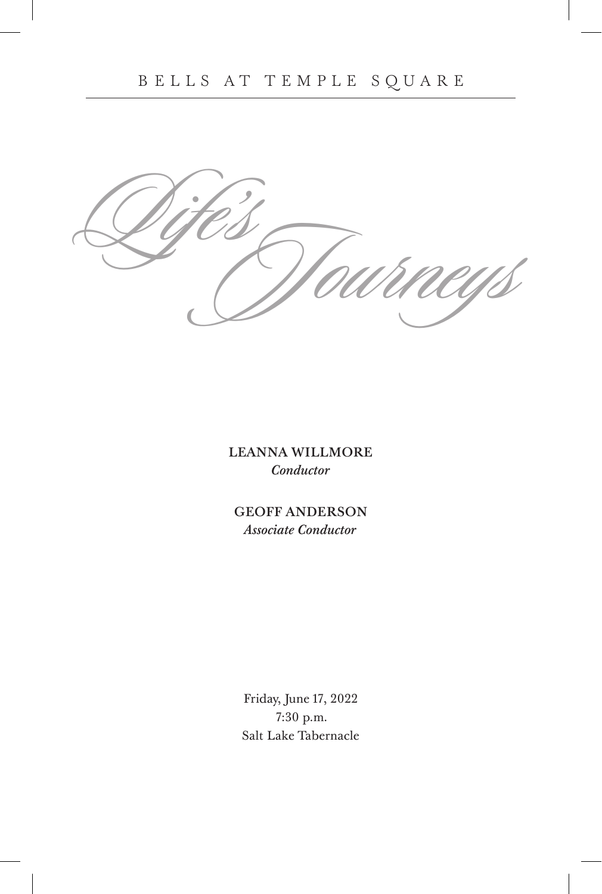BELLS AT TEMPLE SQUARE

# Life's Journeys

**LEANNA WILLMORE**
*Conductor*

**GEOFF ANDERSON**
*Associate Conductor*

Friday, June 17, 2022
7:30 p.m.
Salt Lake Tabernacle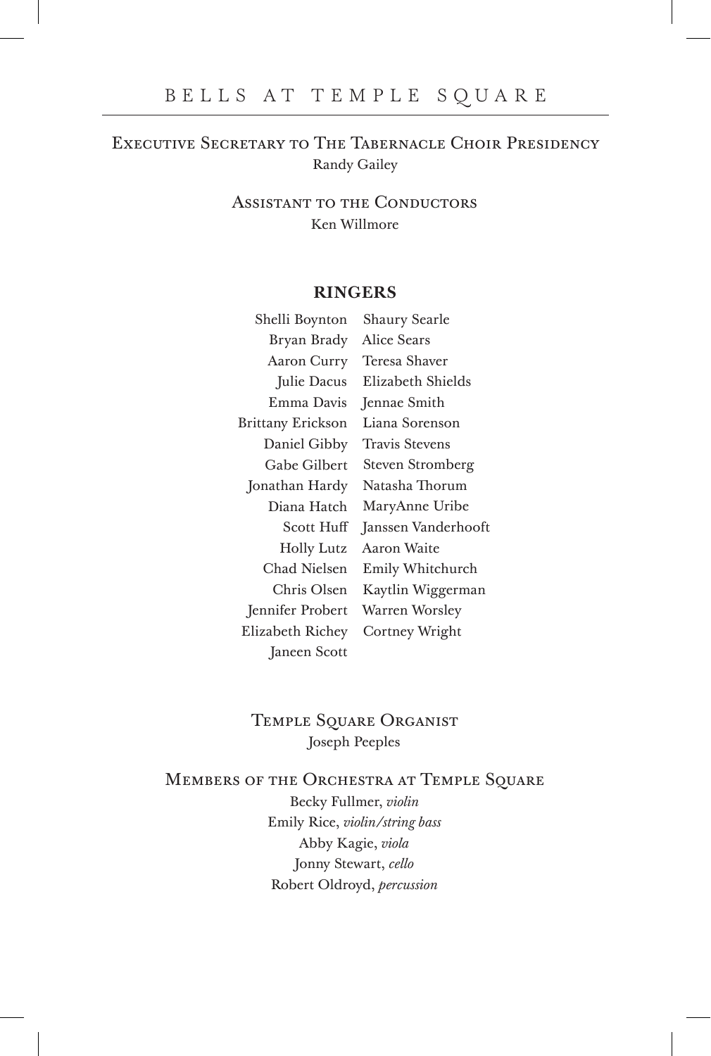Executive Secretary to The Tabernacle Choir Presidency

Randy Gailey

Assistant to the Conductors

Ken Willmore

## RINGERS

Shelli Boynton
Bryan Brady
Aaron Curry
Julie Dacus
Emma Davis
Brittany Erickson
Daniel Gibby
Gabe Gilbert
Jonathan Hardy
Diana Hatch
Scott Huff
Holly Lutz
Chad Nielsen
Chris Olsen
Jennifer Probert
Elizabeth Richey
Janeen Scott
Shaury Searle
Alice Sears
Teresa Shaver
Elizabeth Shields
Jennae Smith
Liana Sorenson
Travis Stevens
Steven Stromberg
Natasha Thorum
MaryAnne Uribe
Janssen Vanderhooft
Aaron Waite
Emily Whitchurch
Kaytlin Wiggerman
Warren Worsley
Cortney Wright

Temple Square Organist

Joseph Peeples

Members of the Orchestra at Temple Square

Becky Fullmer, *violin*
Emily Rice, *violin/string bass*
Abby Kagie, *viola*
Jonny Stewart, *cello*
Robert Oldroyd, *percussion*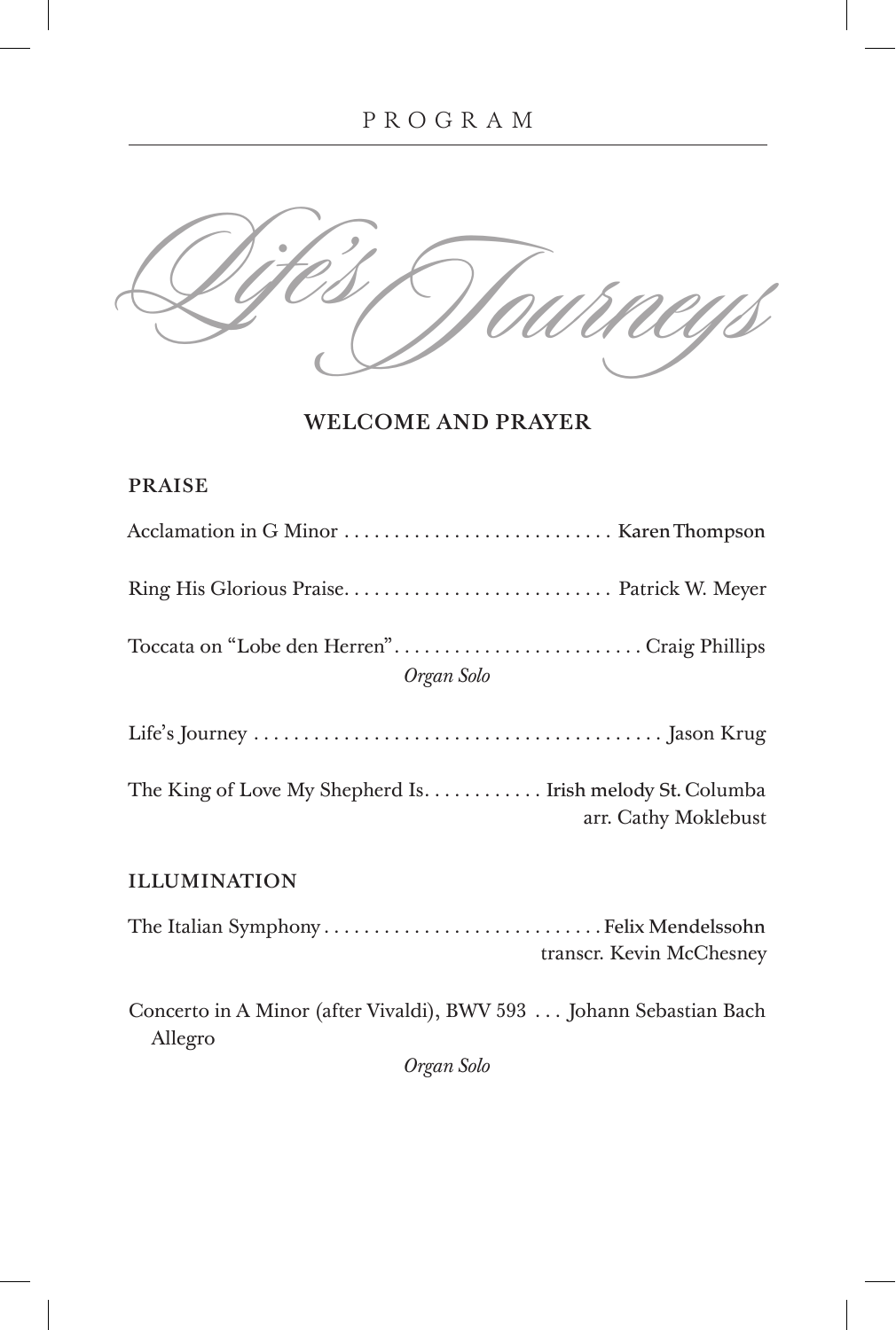PROGRAM

# Life's Journeys

## WELCOME AND PRAYER

### PRAISE

Acclamation in G Minor . . . . . . . . . . . . . . . . . . . . . . . . . . . Karen Thompson

Ring His Glorious Praise. . . . . . . . . . . . . . . . . . . . . . . . . . . Patrick W. Meyer

Toccata on "Lobe den Herren". . . . . . . . . . . . . . . . . . . . . . . . . Craig Phillips

*Organ Solo*

Life's Journey . . . . . . . . . . . . . . . . . . . . . . . . . . . . . . . . . . . . . . . . . Jason Krug

The King of Love My Shepherd Is. . . . . . . . . . . . Irish melody St. Columba
arr. Cathy Moklebust

### ILLUMINATION

The Italian Symphony . . . . . . . . . . . . . . . . . . . . . . . . . . . . Felix Mendelssohn
transcr. Kevin McChesney

Concerto in A Minor (after Vivaldi), BWV 593 . . . Johann Sebastian Bach
Allegro

*Organ Solo*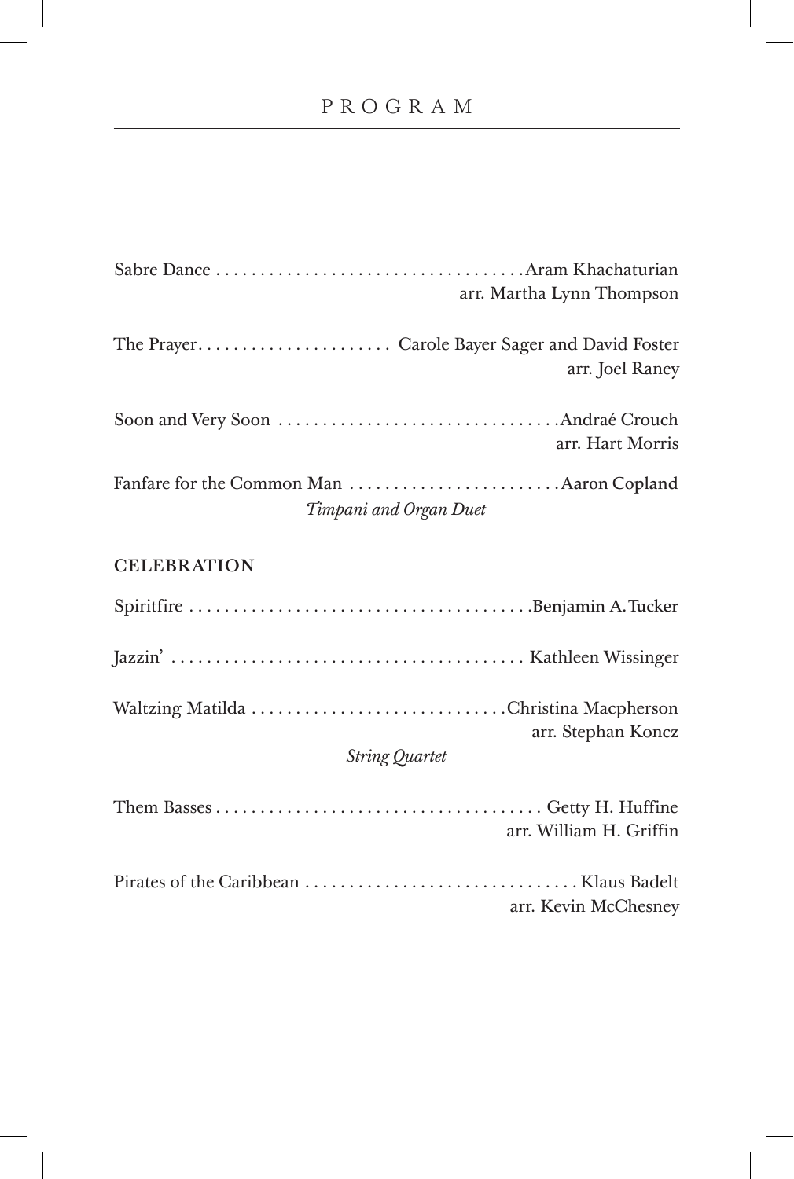# PROGRAM

Sabre Dance . . . . . . . . . . . . . . . . . . . . . . . . . . . . . . . . . . Aram Khachaturian
arr. Martha Lynn Thompson

The Prayer. . . . . . . . . . . . . . . . . . . . . . Carole Bayer Sager and David Foster
arr. Joel Raney

Soon and Very Soon . . . . . . . . . . . . . . . . . . . . . . . . . . . . . . . Andraé Crouch
arr. Hart Morris

Fanfare for the Common Man . . . . . . . . . . . . . . . . . . . . . . . . Aaron Copland
*Timpani and Organ Duet*

## CELEBRATION

Spiritfire . . . . . . . . . . . . . . . . . . . . . . . . . . . . . . . . . . . . . . . Benjamin A. Tucker

Jazzin' . . . . . . . . . . . . . . . . . . . . . . . . . . . . . . . . . . . . . . . . Kathleen Wissinger

Waltzing Matilda . . . . . . . . . . . . . . . . . . . . . . . . . . . . Christina Macpherson
arr. Stephan Koncz
*String Quartet*

Them Basses . . . . . . . . . . . . . . . . . . . . . . . . . . . . . . . . . . . . . Getty H. Huffine
arr. William H. Griffin

Pirates of the Caribbean . . . . . . . . . . . . . . . . . . . . . . . . . . . . . . . Klaus Badelt
arr. Kevin McChesney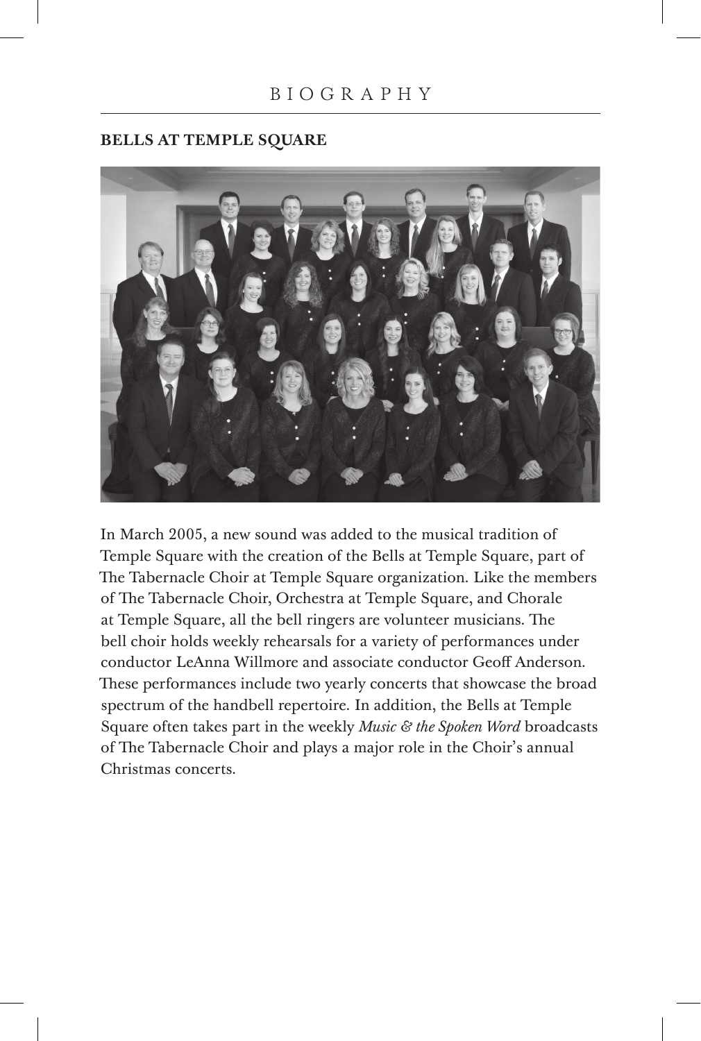# BIOGRAPHY

## BELLS AT TEMPLE SQUARE

In March 2005, a new sound was added to the musical tradition of Temple Square with the creation of the Bells at Temple Square, part of The Tabernacle Choir at Temple Square organization. Like the members of The Tabernacle Choir, Orchestra at Temple Square, and Chorale at Temple Square, all the bell ringers are volunteer musicians. The bell choir holds weekly rehearsals for a variety of performances under conductor LeAnna Willmore and associate conductor Geoff Anderson. These performances include two yearly concerts that showcase the broad spectrum of the handbell repertoire. In addition, the Bells at Temple Square often takes part in the weekly *Music & the Spoken Word* broadcasts of The Tabernacle Choir and plays a major role in the Choir's annual Christmas concerts.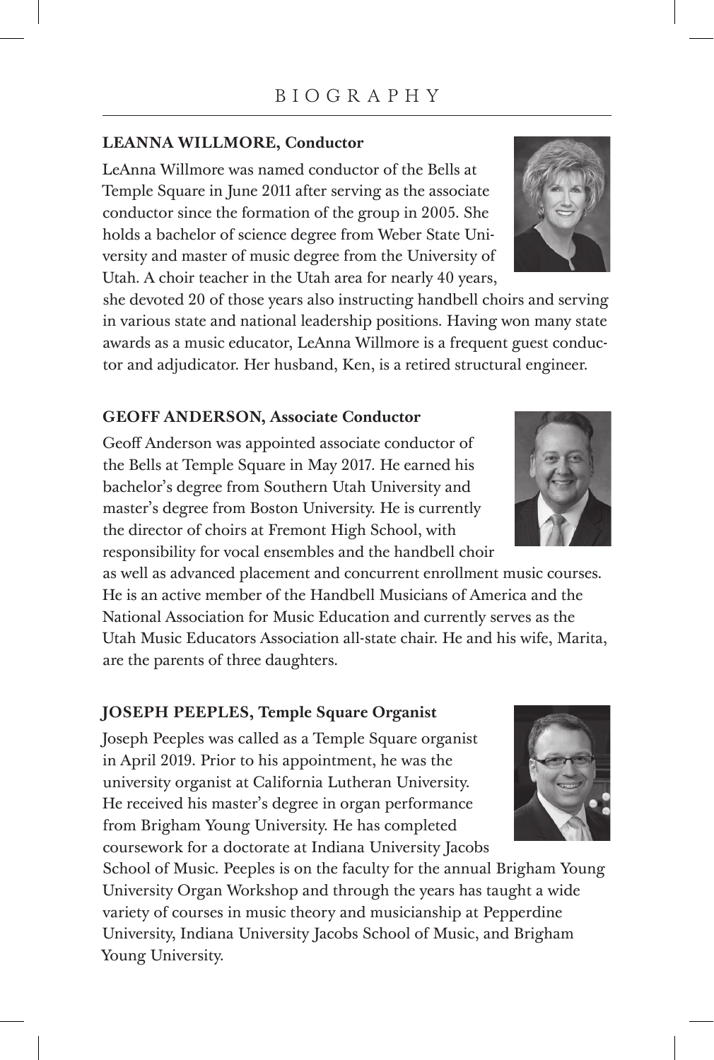# BIOGRAPHY

**LEANNA WILLMORE, Conductor**

LeAnna Willmore was named conductor of the Bells at Temple Square in June 2011 after serving as the associate conductor since the formation of the group in 2005. She holds a bachelor of science degree from Weber State University and master of music degree from the University of Utah. A choir teacher in the Utah area for nearly 40 years, she devoted 20 of those years also instructing handbell choirs and serving in various state and national leadership positions. Having won many state awards as a music educator, LeAnna Willmore is a frequent guest conductor and adjudicator. Her husband, Ken, is a retired structural engineer.

**GEOFF ANDERSON, Associate Conductor**

Geoff Anderson was appointed associate conductor of the Bells at Temple Square in May 2017. He earned his bachelor's degree from Southern Utah University and master's degree from Boston University. He is currently the director of choirs at Fremont High School, with responsibility for vocal ensembles and the handbell choir as well as advanced placement and concurrent enrollment music courses. He is an active member of the Handbell Musicians of America and the National Association for Music Education and currently serves as the Utah Music Educators Association all-state chair. He and his wife, Marita, are the parents of three daughters.

**JOSEPH PEEPLES, Temple Square Organist**

Joseph Peeples was called as a Temple Square organist in April 2019. Prior to his appointment, he was the university organist at California Lutheran University. He received his master's degree in organ performance from Brigham Young University. He has completed coursework for a doctorate at Indiana University Jacobs School of Music. Peeples is on the faculty for the annual Brigham Young University Organ Workshop and through the years has taught a wide variety of courses in music theory and musicianship at Pepperdine University, Indiana University Jacobs School of Music, and Brigham Young University.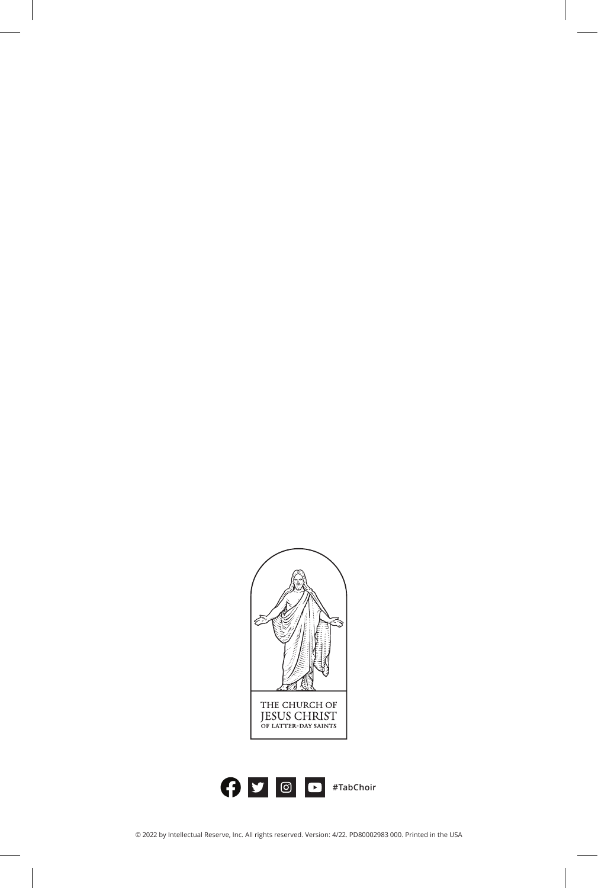THE CHURCH OF
JESUS CHRIST
OF LATTER-DAY SAINTS

#TabChoir

© 2022 by Intellectual Reserve, Inc. All rights reserved. Version: 4/22. PD80002983 000. Printed in the USA